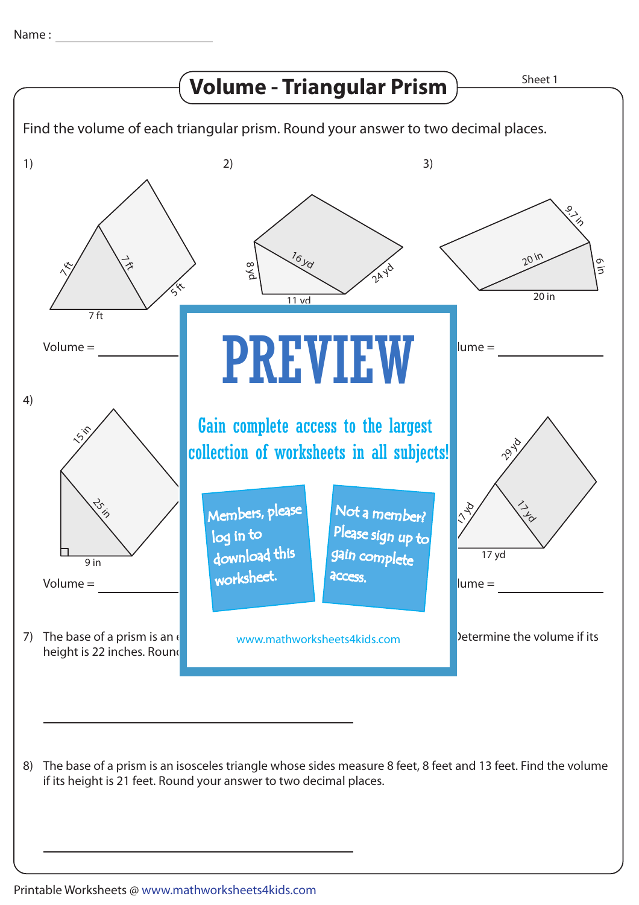Name : ____________________

# Volume - Triangular Prism

Sheet 1

Find the volume of each triangular prism. Round your answer to two decimal places.

1)

7 ft, 7 ft, 7 ft, 5 ft

Volume = ____________

2)

8 yd, 16 yd, 24 yd, 11 yd

3)

9.7 in, 20 in, 6 in, 20 in

Volume = ____________

4)

15 in, 25 in, 9 in

Volume = ____________

29 yd, 17 yd, 17 yd, 17 yd

Volume = ____________

PREVIEW

Gain complete access to the largest collection of worksheets in all subjects!

Members, please log in to download this worksheet.

Not a member? Please sign up to gain complete access.

www.mathworksheets4kids.com

7) The base of a prism is an e... Determine the volume if its height is 22 inches. Round...

____________________________

8) The base of a prism is an isosceles triangle whose sides measure 8 feet, 8 feet and 13 feet. Find the volume if its height is 21 feet. Round your answer to two decimal places.

____________________________

Printable Worksheets @ www.mathworksheets4kids.com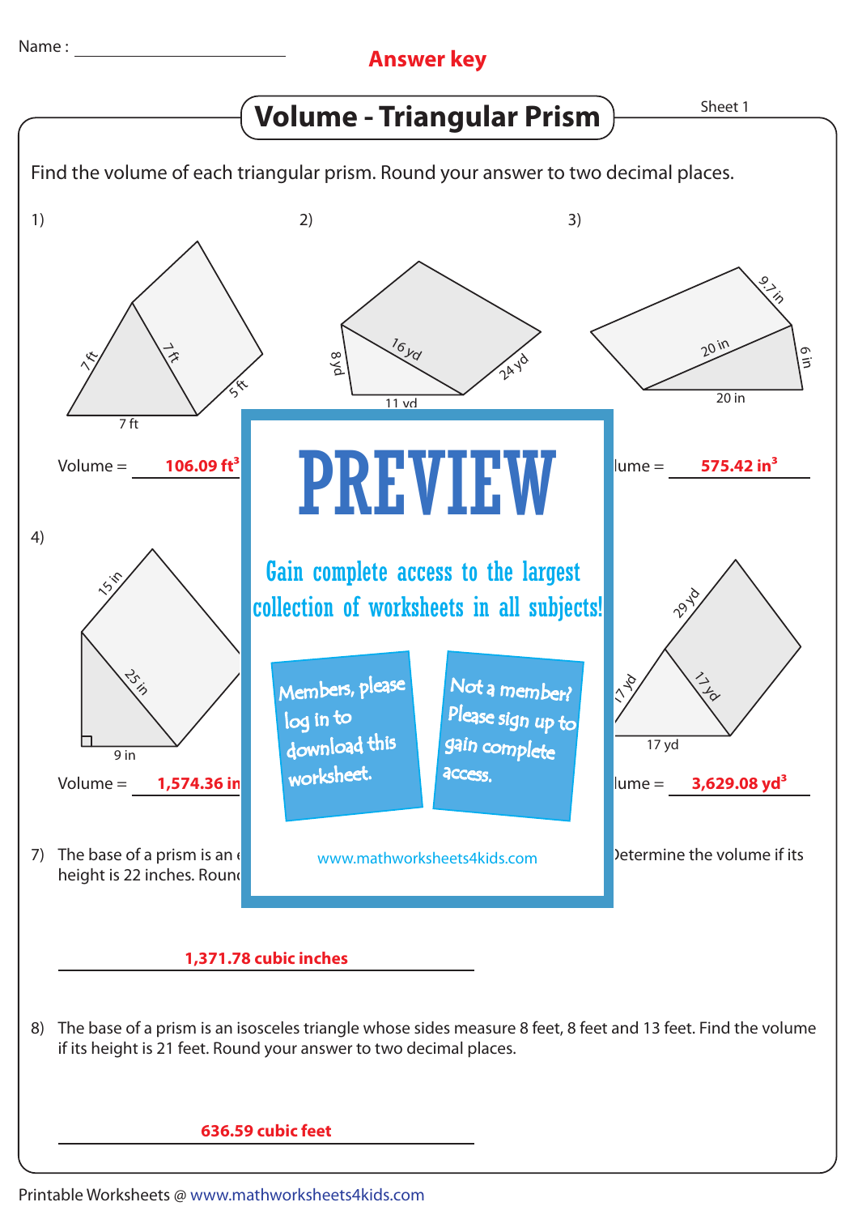Name : ____________________

**Answer key**

# Volume - Triangular Prism

Sheet 1

Find the volume of each triangular prism. Round your answer to two decimal places.

1)

7 ft
7 ft
5 ft
7 ft

Volume = **106.09 ft$^3$**

2)

16 yd
8 yd
24 yd
11 yd

3)

9.7 in
20 in
6 in
20 in

Volume = **575.42 in$^3$**

4)

15 in
25 in
9 in

Volume = **1,574.36 in**

6)

29 yd
17 yd
17 yd
17 yd

Volume = **3,629.08 yd$^3$**

**PREVIEW**

Gain complete access to the largest collection of worksheets in all subjects!

Members, please log in to download this worksheet.

Not a member? Please sign up to gain complete access.

www.mathworksheets4kids.com

7) The base of a prism is an ... height is 22 inches. Round ... Determine the volume if its

**1,371.78 cubic inches**

8) The base of a prism is an isosceles triangle whose sides measure 8 feet, 8 feet and 13 feet. Find the volume if its height is 21 feet. Round your answer to two decimal places.

**636.59 cubic feet**

Printable Worksheets @ www.mathworksheets4kids.com